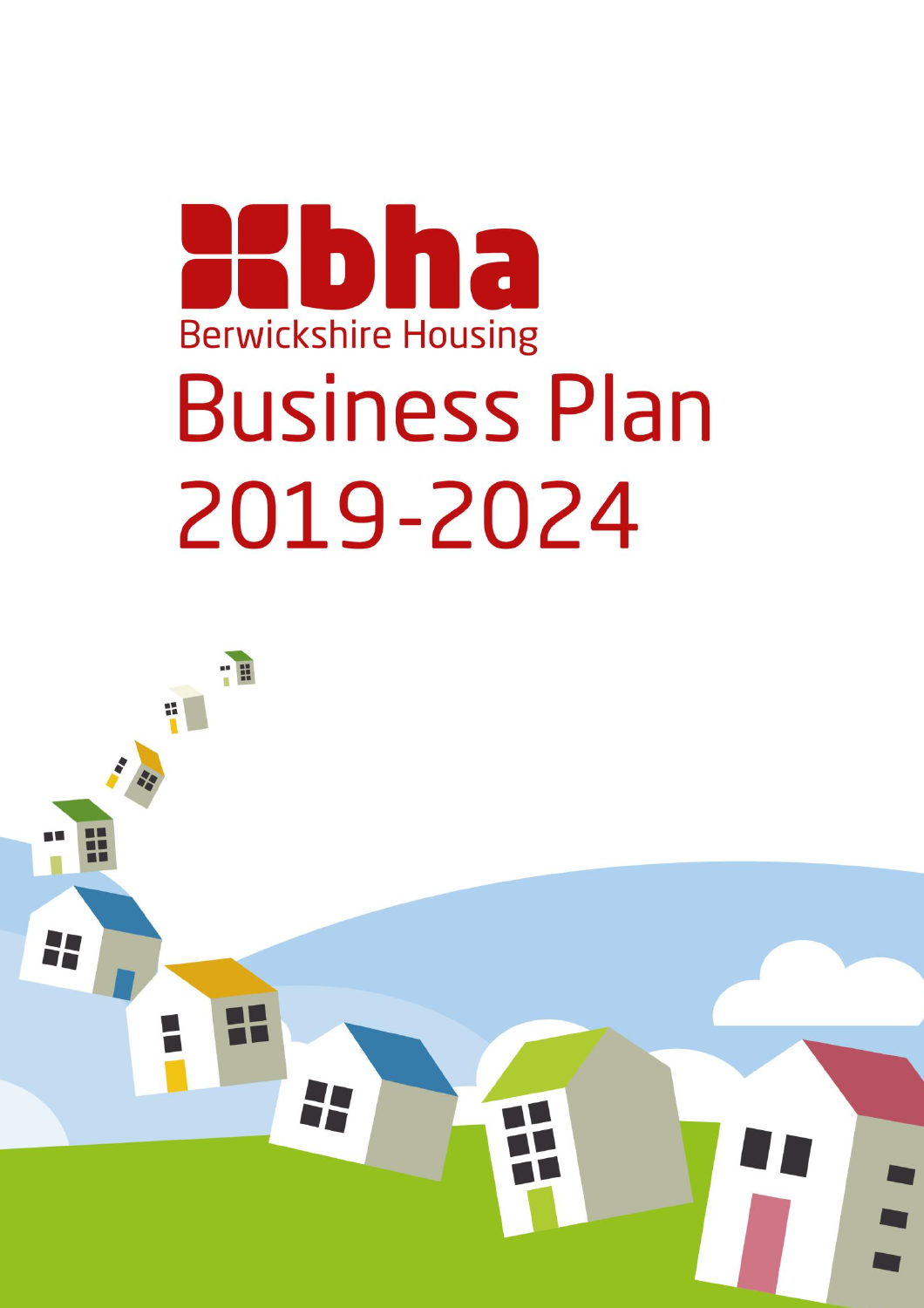bha

Berwickshire Housing

# Business Plan 2019-2024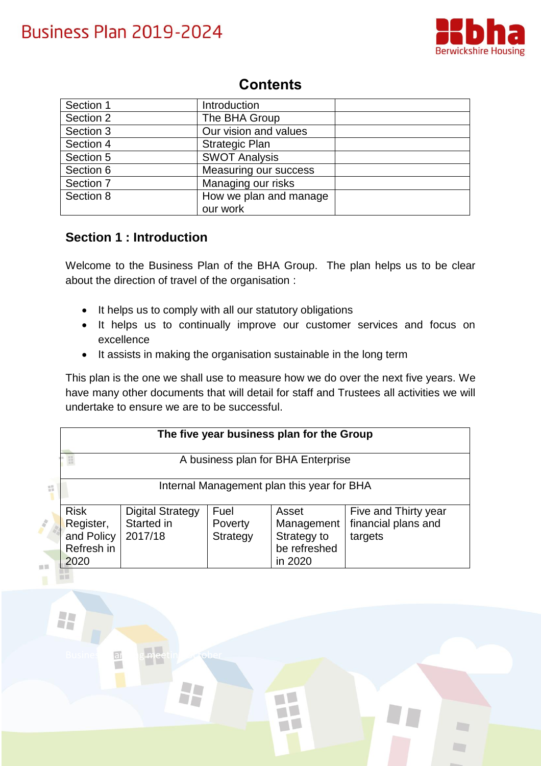## Contents

| Section 1 | Introduction | |
|---|---|---|
| Section 2 | The BHA Group | |
| Section 3 | Our vision and values | |
| Section 4 | Strategic Plan | |
| Section 5 | SWOT Analysis | |
| Section 6 | Measuring our success | |
| Section 7 | Managing our risks | |
| Section 8 | How we plan and manage our work | |

## Section 1 : Introduction

Welcome to the Business Plan of the BHA Group. The plan helps us to be clear about the direction of travel of the organisation :

- It helps us to comply with all our statutory obligations
- It helps us to continually improve our customer services and focus on excellence
- It assists in making the organisation sustainable in the long term

This plan is the one we shall use to measure how we do over the next five years. We have many other documents that will detail for staff and Trustees all activities we will undertake to ensure we are to be successful.

| **The five year business plan for the Group** | | | | |
|---|---|---|---|---|
| A business plan for BHA Enterprise | | | | |
| Internal Management plan this year for BHA | | | | |
| Risk Register, and Policy Refresh in 2020 | Digital Strategy Started in 2017/18 | Fuel Poverty Strategy | Asset Management Strategy to be refreshed in 2020 | Five and Thirty year financial plans and targets |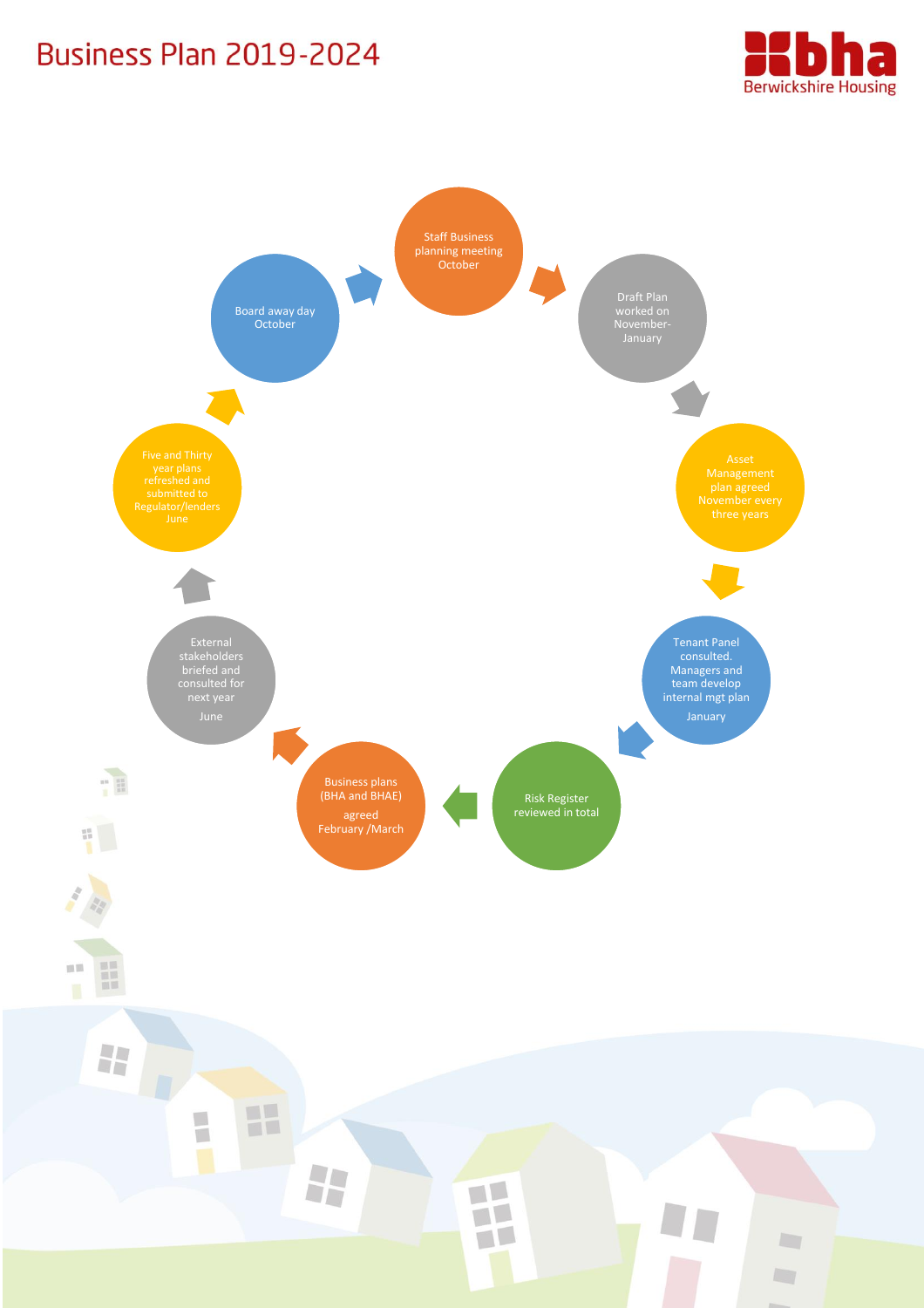# Business Plan 2019-2024

- Staff Business planning meeting October
- Draft Plan worked on November-January
- Asset Management plan agreed November every three years
- Tenant Panel consulted. Managers and team develop internal mgt plan January
- Risk Register reviewed in total
- Business plans (BHA and BHAE) agreed February /March
- External stakeholders briefed and consulted for next year June
- Five and Thirty year plans refreshed and submitted to Regulator/lenders June
- Board away day October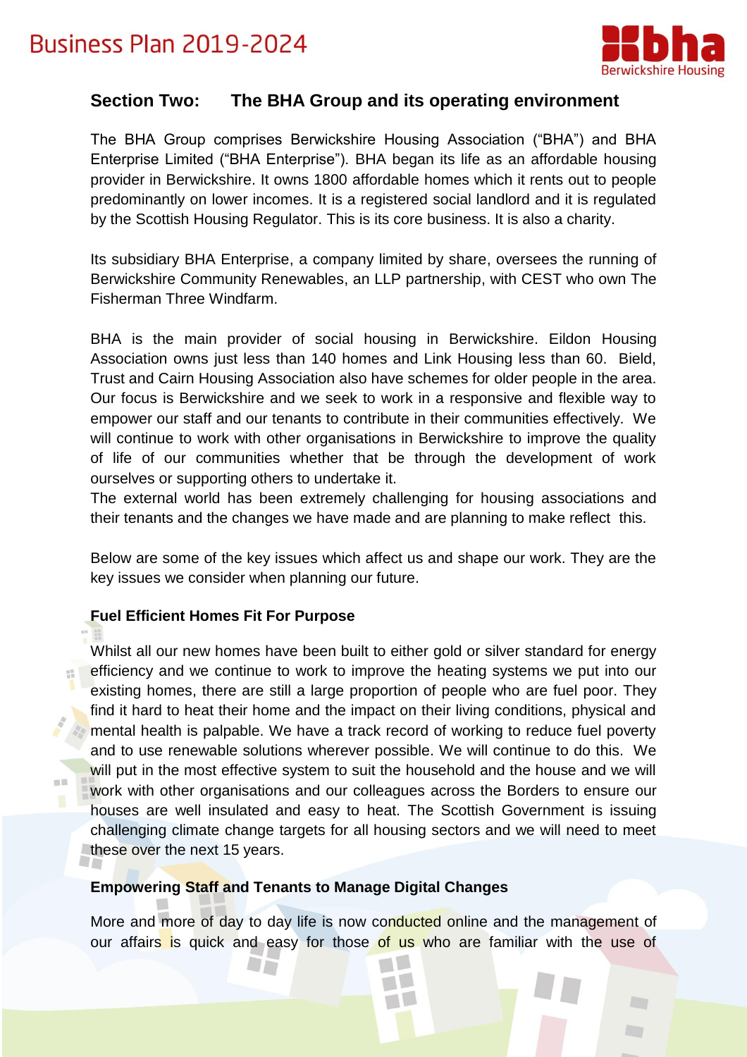## Section Two: The BHA Group and its operating environment

The BHA Group comprises Berwickshire Housing Association ("BHA") and BHA Enterprise Limited ("BHA Enterprise"). BHA began its life as an affordable housing provider in Berwickshire. It owns 1800 affordable homes which it rents out to people predominantly on lower incomes. It is a registered social landlord and it is regulated by the Scottish Housing Regulator. This is its core business. It is also a charity.

Its subsidiary BHA Enterprise, a company limited by share, oversees the running of Berwickshire Community Renewables, an LLP partnership, with CEST who own The Fisherman Three Windfarm.

BHA is the main provider of social housing in Berwickshire. Eildon Housing Association owns just less than 140 homes and Link Housing less than 60. Bield, Trust and Cairn Housing Association also have schemes for older people in the area. Our focus is Berwickshire and we seek to work in a responsive and flexible way to empower our staff and our tenants to contribute in their communities effectively. We will continue to work with other organisations in Berwickshire to improve the quality of life of our communities whether that be through the development of work ourselves or supporting others to undertake it.
The external world has been extremely challenging for housing associations and their tenants and the changes we have made and are planning to make reflect this.

Below are some of the key issues which affect us and shape our work. They are the key issues we consider when planning our future.

**Fuel Efficient Homes Fit For Purpose**

Whilst all our new homes have been built to either gold or silver standard for energy efficiency and we continue to work to improve the heating systems we put into our existing homes, there are still a large proportion of people who are fuel poor. They find it hard to heat their home and the impact on their living conditions, physical and mental health is palpable. We have a track record of working to reduce fuel poverty and to use renewable solutions wherever possible. We will continue to do this. We will put in the most effective system to suit the household and the house and we will work with other organisations and our colleagues across the Borders to ensure our houses are well insulated and easy to heat. The Scottish Government is issuing challenging climate change targets for all housing sectors and we will need to meet these over the next 15 years.

**Empowering Staff and Tenants to Manage Digital Changes**

More and more of day to day life is now conducted online and the management of our affairs is quick and easy for those of us who are familiar with the use of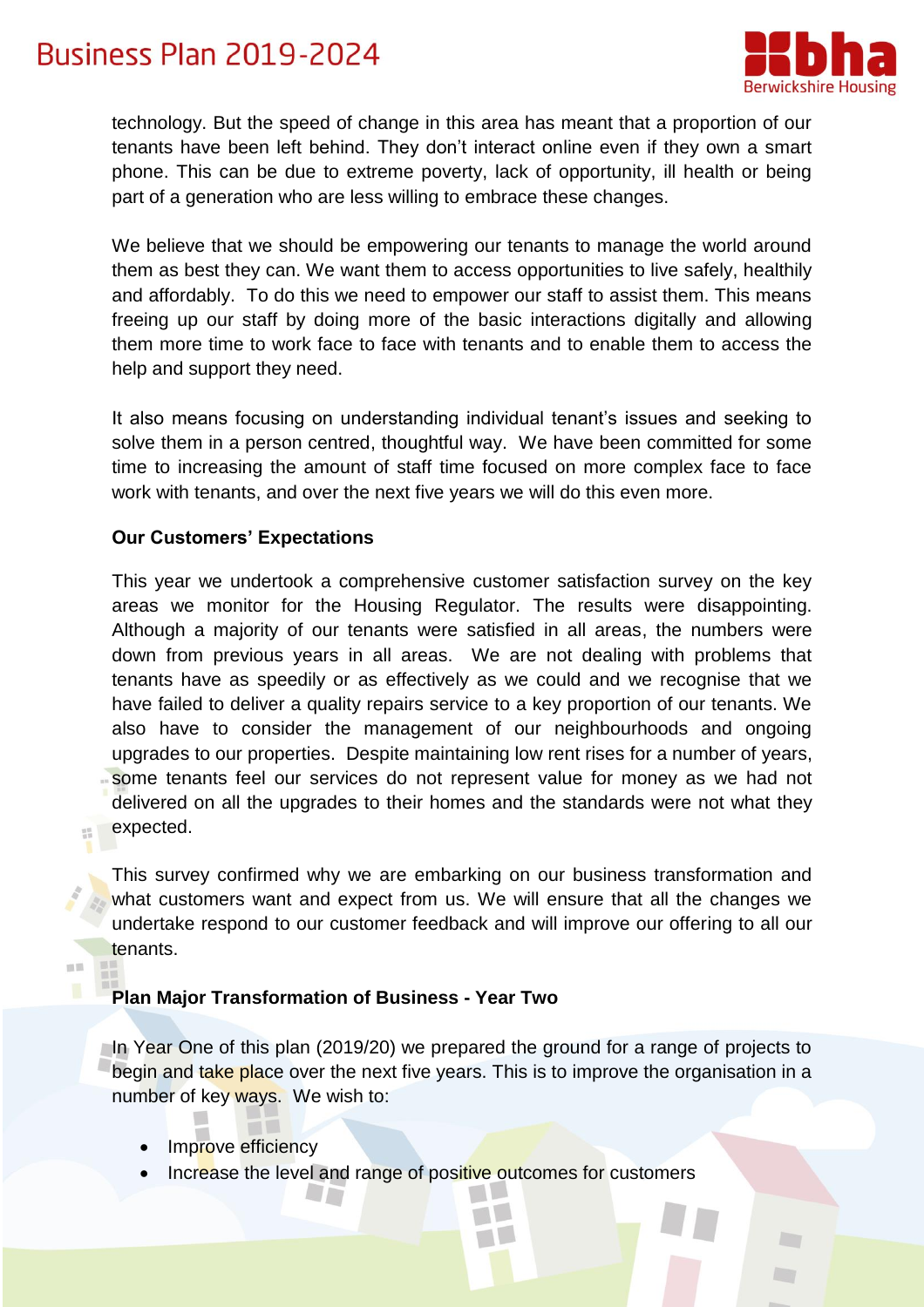technology. But the speed of change in this area has meant that a proportion of our tenants have been left behind. They don't interact online even if they own a smart phone. This can be due to extreme poverty, lack of opportunity, ill health or being part of a generation who are less willing to embrace these changes.

We believe that we should be empowering our tenants to manage the world around them as best they can. We want them to access opportunities to live safely, healthily and affordably. To do this we need to empower our staff to assist them. This means freeing up our staff by doing more of the basic interactions digitally and allowing them more time to work face to face with tenants and to enable them to access the help and support they need.

It also means focusing on understanding individual tenant's issues and seeking to solve them in a person centred, thoughtful way. We have been committed for some time to increasing the amount of staff time focused on more complex face to face work with tenants, and over the next five years we will do this even more.

**Our Customers' Expectations**

This year we undertook a comprehensive customer satisfaction survey on the key areas we monitor for the Housing Regulator. The results were disappointing. Although a majority of our tenants were satisfied in all areas, the numbers were down from previous years in all areas. We are not dealing with problems that tenants have as speedily or as effectively as we could and we recognise that we have failed to deliver a quality repairs service to a key proportion of our tenants. We also have to consider the management of our neighbourhoods and ongoing upgrades to our properties. Despite maintaining low rent rises for a number of years, some tenants feel our services do not represent value for money as we had not delivered on all the upgrades to their homes and the standards were not what they expected.

This survey confirmed why we are embarking on our business transformation and what customers want and expect from us. We will ensure that all the changes we undertake respond to our customer feedback and will improve our offering to all our tenants.

**Plan Major Transformation of Business - Year Two**

In Year One of this plan (2019/20) we prepared the ground for a range of projects to begin and take place over the next five years. This is to improve the organisation in a number of key ways. We wish to:

- Improve efficiency
- Increase the level and range of positive outcomes for customers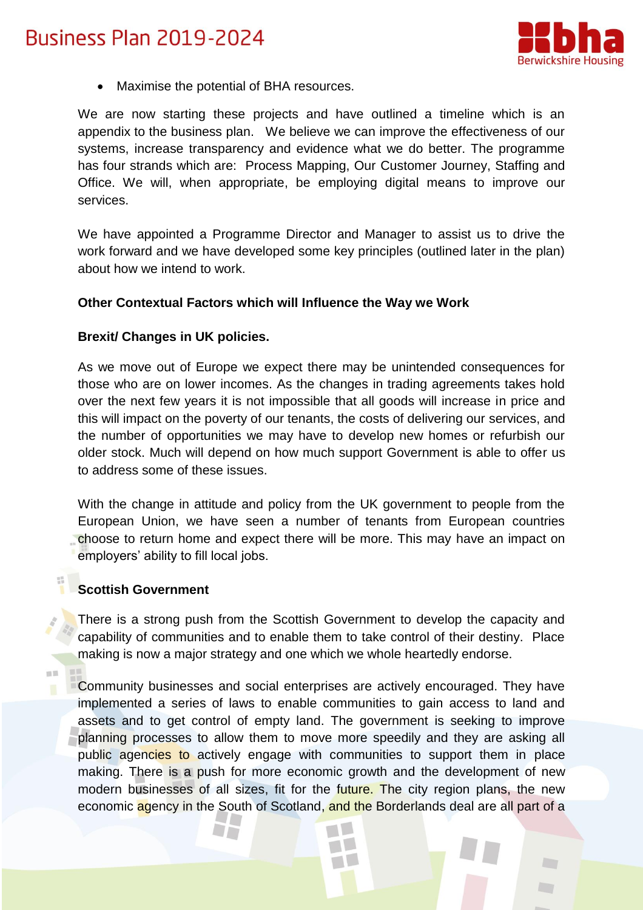- Maximise the potential of BHA resources.

We are now starting these projects and have outlined a timeline which is an appendix to the business plan. We believe we can improve the effectiveness of our systems, increase transparency and evidence what we do better. The programme has four strands which are: Process Mapping, Our Customer Journey, Staffing and Office. We will, when appropriate, be employing digital means to improve our services.

We have appointed a Programme Director and Manager to assist us to drive the work forward and we have developed some key principles (outlined later in the plan) about how we intend to work.

**Other Contextual Factors which will Influence the Way we Work**

**Brexit/ Changes in UK policies.**

As we move out of Europe we expect there may be unintended consequences for those who are on lower incomes. As the changes in trading agreements takes hold over the next few years it is not impossible that all goods will increase in price and this will impact on the poverty of our tenants, the costs of delivering our services, and the number of opportunities we may have to develop new homes or refurbish our older stock. Much will depend on how much support Government is able to offer us to address some of these issues.

With the change in attitude and policy from the UK government to people from the European Union, we have seen a number of tenants from European countries choose to return home and expect there will be more. This may have an impact on employers' ability to fill local jobs.

**Scottish Government**

There is a strong push from the Scottish Government to develop the capacity and capability of communities and to enable them to take control of their destiny. Place making is now a major strategy and one which we whole heartedly endorse.

Community businesses and social enterprises are actively encouraged. They have implemented a series of laws to enable communities to gain access to land and assets and to get control of empty land. The government is seeking to improve planning processes to allow them to move more speedily and they are asking all public agencies to actively engage with communities to support them in place making. There is a push for more economic growth and the development of new modern businesses of all sizes, fit for the future. The city region plans, the new economic agency in the South of Scotland, and the Borderlands deal are all part of a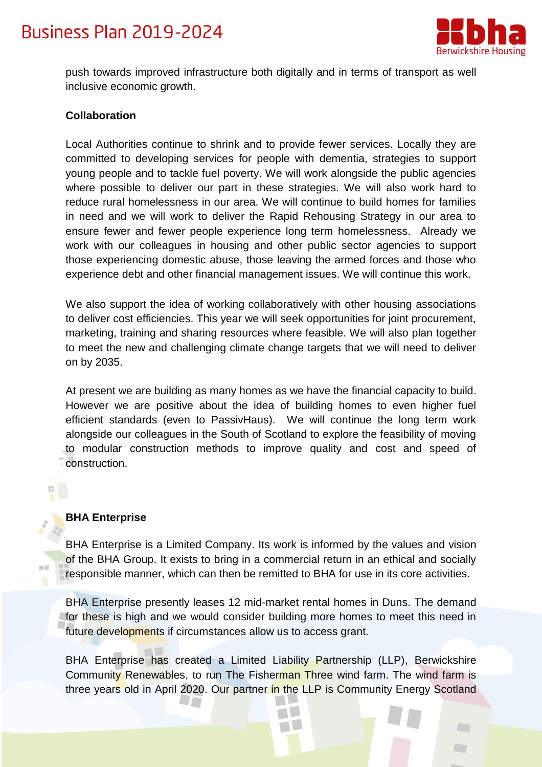push towards improved infrastructure both digitally and in terms of transport as well inclusive economic growth.

**Collaboration**

Local Authorities continue to shrink and to provide fewer services. Locally they are committed to developing services for people with dementia, strategies to support young people and to tackle fuel poverty. We will work alongside the public agencies where possible to deliver our part in these strategies. We will also work hard to reduce rural homelessness in our area. We will continue to build homes for families in need and we will work to deliver the Rapid Rehousing Strategy in our area to ensure fewer and fewer people experience long term homelessness. Already we work with our colleagues in housing and other public sector agencies to support those experiencing domestic abuse, those leaving the armed forces and those who experience debt and other financial management issues. We will continue this work.

We also support the idea of working collaboratively with other housing associations to deliver cost efficiencies. This year we will seek opportunities for joint procurement, marketing, training and sharing resources where feasible. We will also plan together to meet the new and challenging climate change targets that we will need to deliver on by 2035.

At present we are building as many homes as we have the financial capacity to build. However we are positive about the idea of building homes to even higher fuel efficient standards (even to PassivHaus). We will continue the long term work alongside our colleagues in the South of Scotland to explore the feasibility of moving to modular construction methods to improve quality and cost and speed of construction.

**BHA Enterprise**

BHA Enterprise is a Limited Company. Its work is informed by the values and vision of the BHA Group. It exists to bring in a commercial return in an ethical and socially responsible manner, which can then be remitted to BHA for use in its core activities.

BHA Enterprise presently leases 12 mid-market rental homes in Duns. The demand for these is high and we would consider building more homes to meet this need in future developments if circumstances allow us to access grant.

BHA Enterprise has created a Limited Liability Partnership (LLP), Berwickshire Community Renewables, to run The Fisherman Three wind farm. The wind farm is three years old in April 2020. Our partner in the LLP is Community Energy Scotland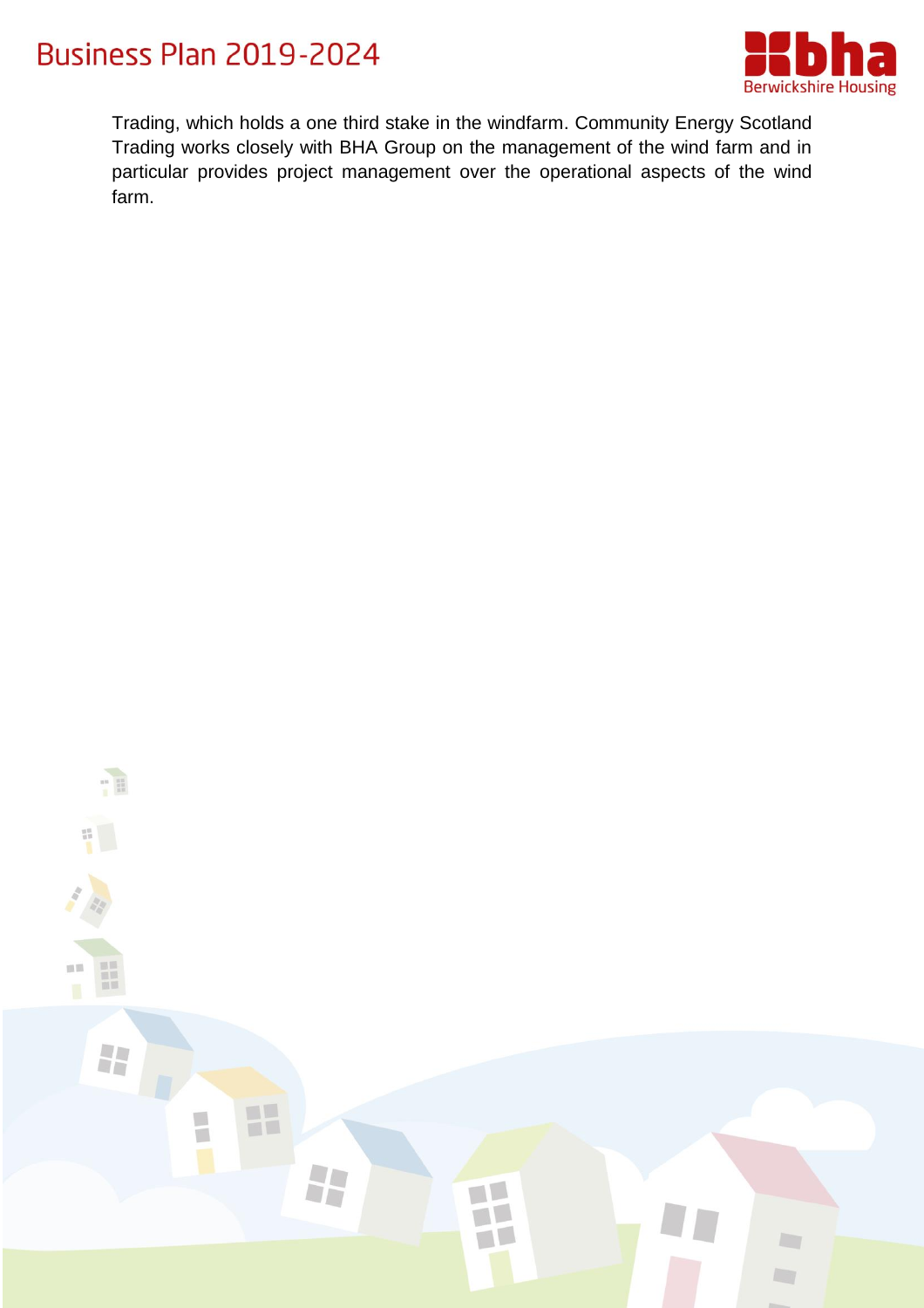Trading, which holds a one third stake in the windfarm. Community Energy Scotland Trading works closely with BHA Group on the management of the wind farm and in particular provides project management over the operational aspects of the wind farm.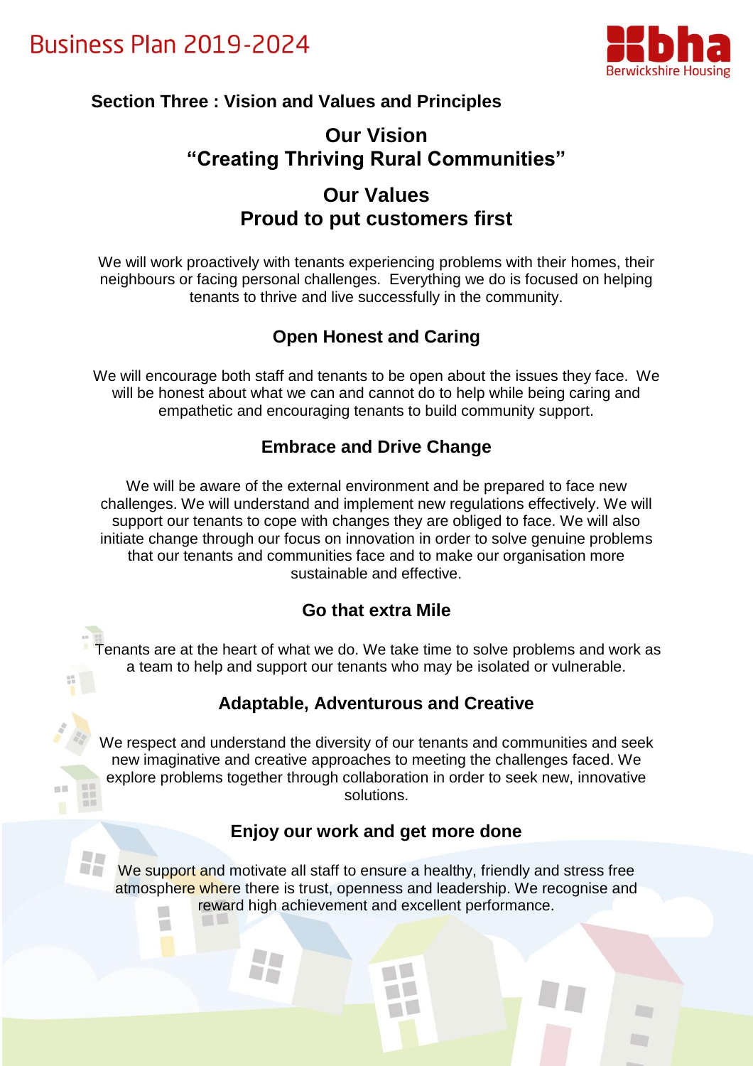## Section Three : Vision and Values and Principles

### Our Vision
### "Creating Thriving Rural Communities"

### Our Values
### Proud to put customers first

We will work proactively with tenants experiencing problems with their homes, their neighbours or facing personal challenges. Everything we do is focused on helping tenants to thrive and live successfully in the community.

### Open Honest and Caring

We will encourage both staff and tenants to be open about the issues they face. We will be honest about what we can and cannot do to help while being caring and empathetic and encouraging tenants to build community support.

### Embrace and Drive Change

We will be aware of the external environment and be prepared to face new challenges. We will understand and implement new regulations effectively. We will support our tenants to cope with changes they are obliged to face. We will also initiate change through our focus on innovation in order to solve genuine problems that our tenants and communities face and to make our organisation more sustainable and effective.

### Go that extra Mile

Tenants are at the heart of what we do. We take time to solve problems and work as a team to help and support our tenants who may be isolated or vulnerable.

### Adaptable, Adventurous and Creative

We respect and understand the diversity of our tenants and communities and seek new imaginative and creative approaches to meeting the challenges faced. We explore problems together through collaboration in order to seek new, innovative solutions.

### Enjoy our work and get more done

We support and motivate all staff to ensure a healthy, friendly and stress free atmosphere where there is trust, openness and leadership. We recognise and reward high achievement and excellent performance.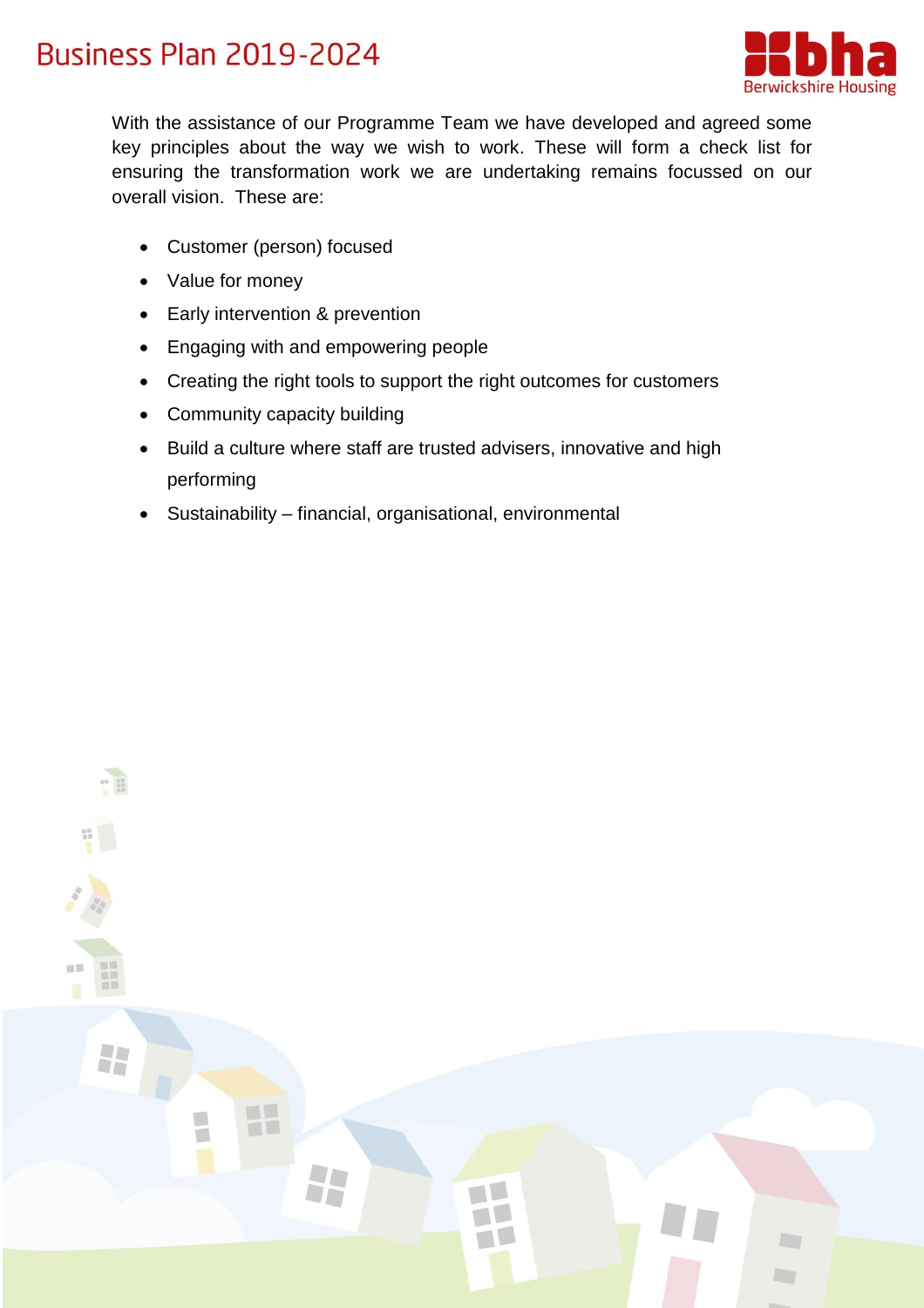With the assistance of our Programme Team we have developed and agreed some key principles about the way we wish to work. These will form a check list for ensuring the transformation work we are undertaking remains focussed on our overall vision. These are:

- Customer (person) focused
- Value for money
- Early intervention & prevention
- Engaging with and empowering people
- Creating the right tools to support the right outcomes for customers
- Community capacity building
- Build a culture where staff are trusted advisers, innovative and high performing
- Sustainability – financial, organisational, environmental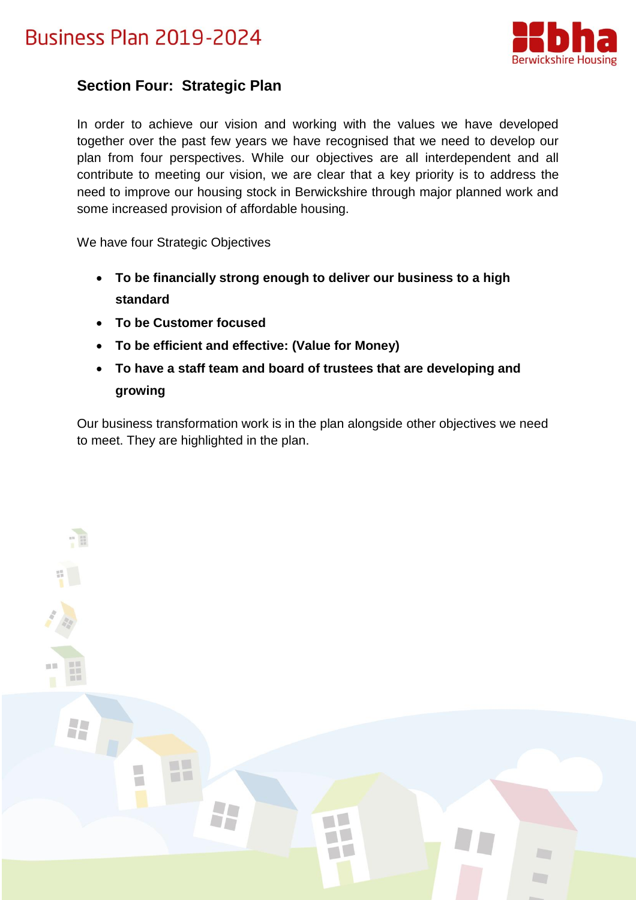## Section Four: Strategic Plan

In order to achieve our vision and working with the values we have developed together over the past few years we have recognised that we need to develop our plan from four perspectives. While our objectives are all interdependent and all contribute to meeting our vision, we are clear that a key priority is to address the need to improve our housing stock in Berwickshire through major planned work and some increased provision of affordable housing.

We have four Strategic Objectives

- **To be financially strong enough to deliver our business to a high standard**
- **To be Customer focused**
- **To be efficient and effective: (Value for Money)**
- **To have a staff team and board of trustees that are developing and growing**

Our business transformation work is in the plan alongside other objectives we need to meet. They are highlighted in the plan.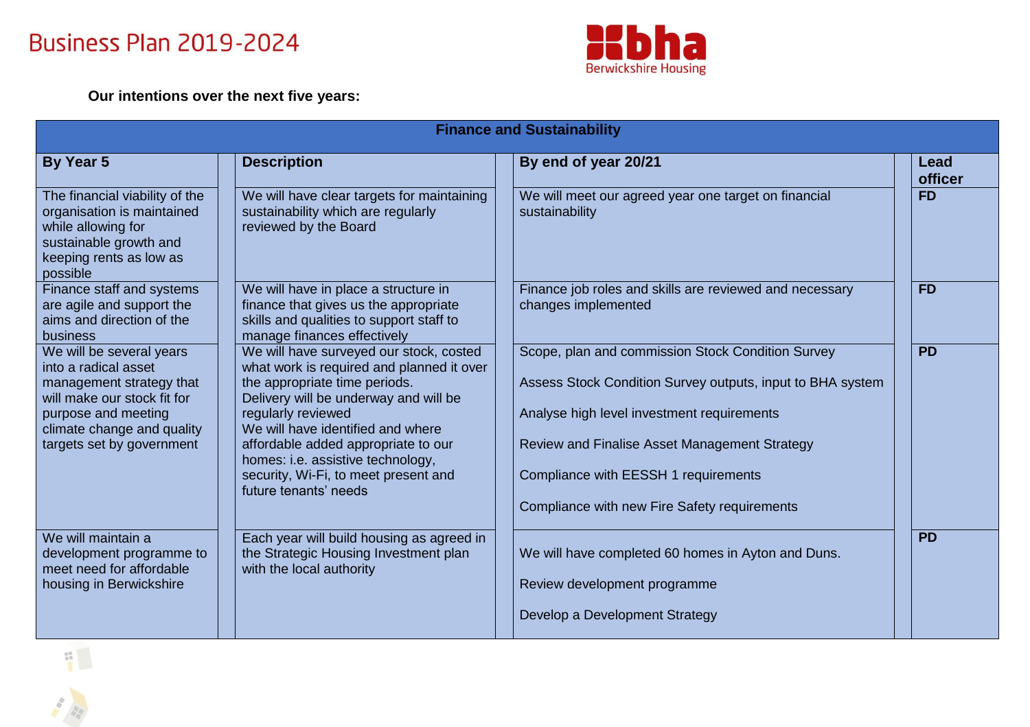# Business Plan 2019-2024

**Our intentions over the next five years:**

| Finance and Sustainability | | | |
|---|---|---|---|
| **By Year 5** | **Description** | **By end of year 20/21** | **Lead officer** |
| The financial viability of the organisation is maintained while allowing for sustainable growth and keeping rents as low as possible | We will have clear targets for maintaining sustainability which are regularly reviewed by the Board | We will meet our agreed year one target on financial sustainability | **FD** |
| Finance staff and systems are agile and support the aims and direction of the business | We will have in place a structure in finance that gives us the appropriate skills and qualities to support staff to manage finances effectively | Finance job roles and skills are reviewed and necessary changes implemented | **FD** |
| We will be several years into a radical asset management strategy that will make our stock fit for purpose and meeting climate change and quality targets set by government | We will have surveyed our stock, costed what work is required and planned it over the appropriate time periods. Delivery will be underway and will be regularly reviewed<br>We will have identified and where affordable added appropriate to our homes: i.e. assistive technology, security, Wi-Fi, to meet present and future tenants' needs | Scope, plan and commission Stock Condition Survey<br><br>Assess Stock Condition Survey outputs, input to BHA system<br><br>Analyse high level investment requirements<br><br>Review and Finalise Asset Management Strategy<br><br>Compliance with EESSH 1 requirements<br><br>Compliance with new Fire Safety requirements | **PD** |
| We will maintain a development programme to meet need for affordable housing in Berwickshire | Each year will build housing as agreed in the Strategic Housing Investment plan with the local authority | We will have completed 60 homes in Ayton and Duns.<br><br>Review development programme<br><br>Develop a Development Strategy | **PD** |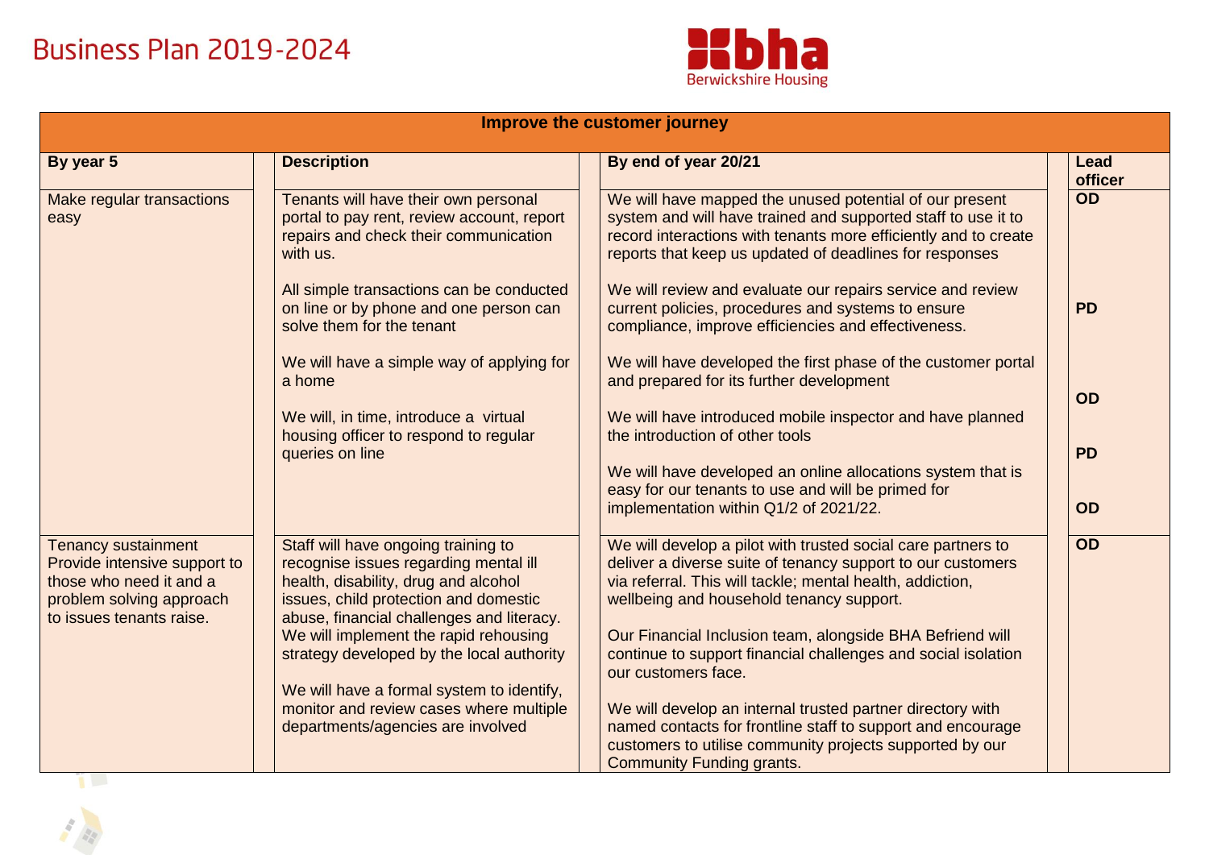| Improve the customer journey | | | |
|---|---|---|---|
| **By year 5** | **Description** | **By end of year 20/21** | **Lead officer** |
| Make regular transactions easy | Tenants will have their own personal portal to pay rent, review account, report repairs and check their communication with us.<br><br>All simple transactions can be conducted on line or by phone and one person can solve them for the tenant<br><br>We will have a simple way of applying for a home<br><br>We will, in time, introduce a virtual housing officer to respond to regular queries on line | We will have mapped the unused potential of our present system and will have trained and supported staff to use it to record interactions with tenants more efficiently and to create reports that keep us updated of deadlines for responses<br><br>We will review and evaluate our repairs service and review current policies, procedures and systems to ensure compliance, improve efficiencies and effectiveness.<br><br>We will have developed the first phase of the customer portal and prepared for its further development<br><br>We will have introduced mobile inspector and have planned the introduction of other tools<br><br>We will have developed an online allocations system that is easy for our tenants to use and will be primed for implementation within Q1/2 of 2021/22. | **OD**<br><br>**PD**<br><br>**OD**<br><br>**PD**<br><br>**OD** |
| Tenancy sustainment Provide intensive support to those who need it and a problem solving approach to issues tenants raise. | Staff will have ongoing training to recognise issues regarding mental ill health, disability, drug and alcohol issues, child protection and domestic abuse, financial challenges and literacy. We will implement the rapid rehousing strategy developed by the local authority<br><br>We will have a formal system to identify, monitor and review cases where multiple departments/agencies are involved | We will develop a pilot with trusted social care partners to deliver a diverse suite of tenancy support to our customers via referral. This will tackle; mental health, addiction, wellbeing and household tenancy support.<br><br>Our Financial Inclusion team, alongside BHA Befriend will continue to support financial challenges and social isolation our customers face.<br><br>We will develop an internal trusted partner directory with named contacts for frontline staff to support and encourage customers to utilise community projects supported by our Community Funding grants. | **OD** |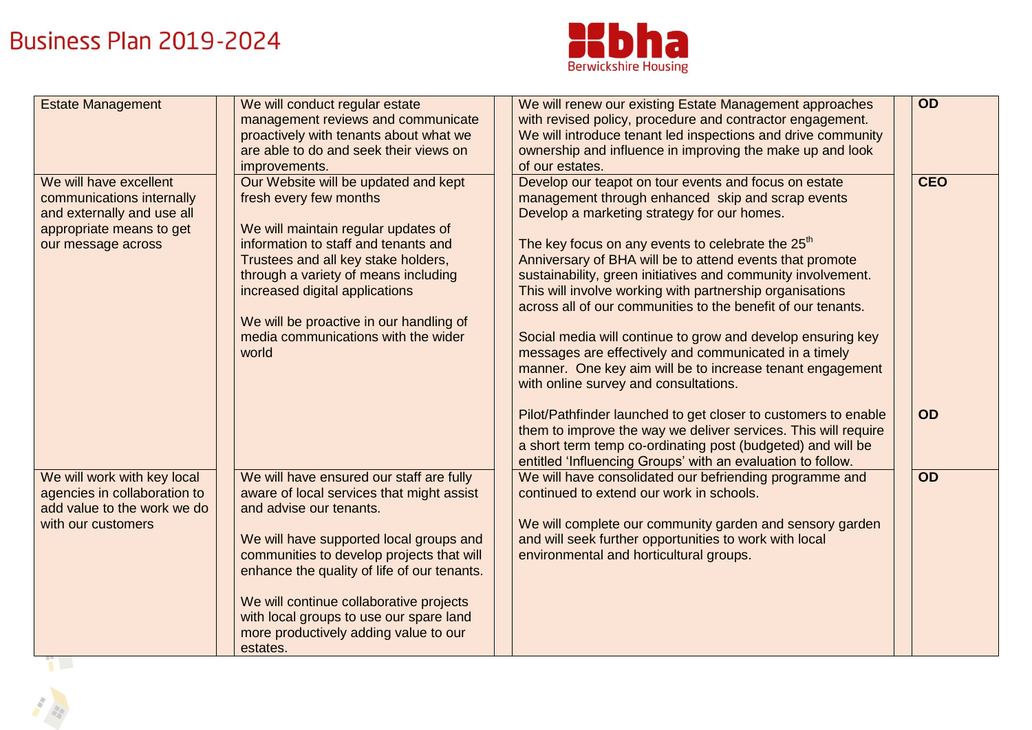| | | | | | | |
|---|---|---|---|---|---|---|
| Estate Management | | We will conduct regular estate management reviews and communicate proactively with tenants about what we are able to do and seek their views on improvements. | | We will renew our existing Estate Management approaches with revised policy, procedure and contractor engagement. We will introduce tenant led inspections and drive community ownership and influence in improving the make up and look of our estates. | | **OD** |
| We will have excellent communications internally and externally and use all appropriate means to get our message across | | Our Website will be updated and kept fresh every few months<br><br>We will maintain regular updates of information to staff and tenants and Trustees and all key stake holders, through a variety of means including increased digital applications<br><br>We will be proactive in our handling of media communications with the wider world | | Develop our teapot on tour events and focus on estate management through enhanced skip and scrap events Develop a marketing strategy for our homes.<br><br>The key focus on any events to celebrate the 25th Anniversary of BHA will be to attend events that promote sustainability, green initiatives and community involvement. This will involve working with partnership organisations across all of our communities to the benefit of our tenants.<br><br>Social media will continue to grow and develop ensuring key messages are effectively and communicated in a timely manner. One key aim will be to increase tenant engagement with online survey and consultations.<br><br>Pilot/Pathfinder launched to get closer to customers to enable them to improve the way we deliver services. This will require a short term temp co-ordinating post (budgeted) and will be entitled 'Influencing Groups' with an evaluation to follow. | | **CEO**<br><br>**OD** |
| We will work with key local agencies in collaboration to add value to the work we do with our customers | | We will have ensured our staff are fully aware of local services that might assist and advise our tenants.<br><br>We will have supported local groups and communities to develop projects that will enhance the quality of life of our tenants.<br><br>We will continue collaborative projects with local groups to use our spare land more productively adding value to our estates. | | We will have consolidated our befriending programme and continued to extend our work in schools.<br><br>We will complete our community garden and sensory garden and will seek further opportunities to work with local environmental and horticultural groups. | | **OD** |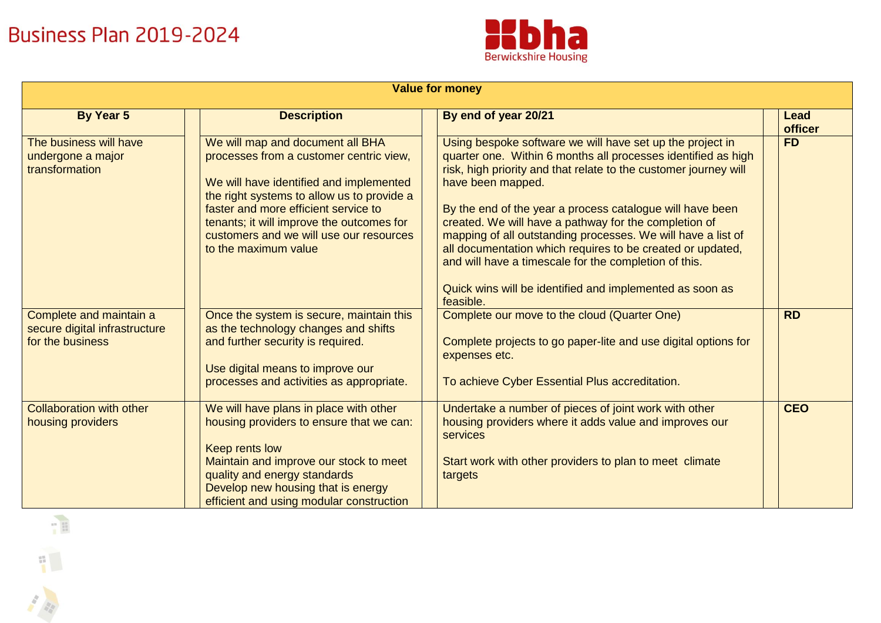# Business Plan 2019-2024

| Value for money | | | |
|---|---|---|---|
| **By Year 5** | **Description** | **By end of year 20/21** | **Lead officer** |
| The business will have undergone a major transformation | We will map and document all BHA processes from a customer centric view,<br><br>We will have identified and implemented the right systems to allow us to provide a faster and more efficient service to tenants; it will improve the outcomes for customers and we will use our resources to the maximum value | Using bespoke software we will have set up the project in quarter one. Within 6 months all processes identified as high risk, high priority and that relate to the customer journey will have been mapped.<br><br>By the end of the year a process catalogue will have been created. We will have a pathway for the completion of mapping of all outstanding processes. We will have a list of all documentation which requires to be created or updated, and will have a timescale for the completion of this.<br><br>Quick wins will be identified and implemented as soon as feasible. | **FD** |
| Complete and maintain a secure digital infrastructure for the business | Once the system is secure, maintain this as the technology changes and shifts and further security is required.<br><br>Use digital means to improve our processes and activities as appropriate. | Complete our move to the cloud (Quarter One)<br><br>Complete projects to go paper-lite and use digital options for expenses etc.<br><br>To achieve Cyber Essential Plus accreditation. | **RD** |
| Collaboration with other housing providers | We will have plans in place with other housing providers to ensure that we can:<br><br>Keep rents low<br>Maintain and improve our stock to meet quality and energy standards<br>Develop new housing that is energy efficient and using modular construction | Undertake a number of pieces of joint work with other housing providers where it adds value and improves our services<br><br>Start work with other providers to plan to meet climate targets | **CEO** |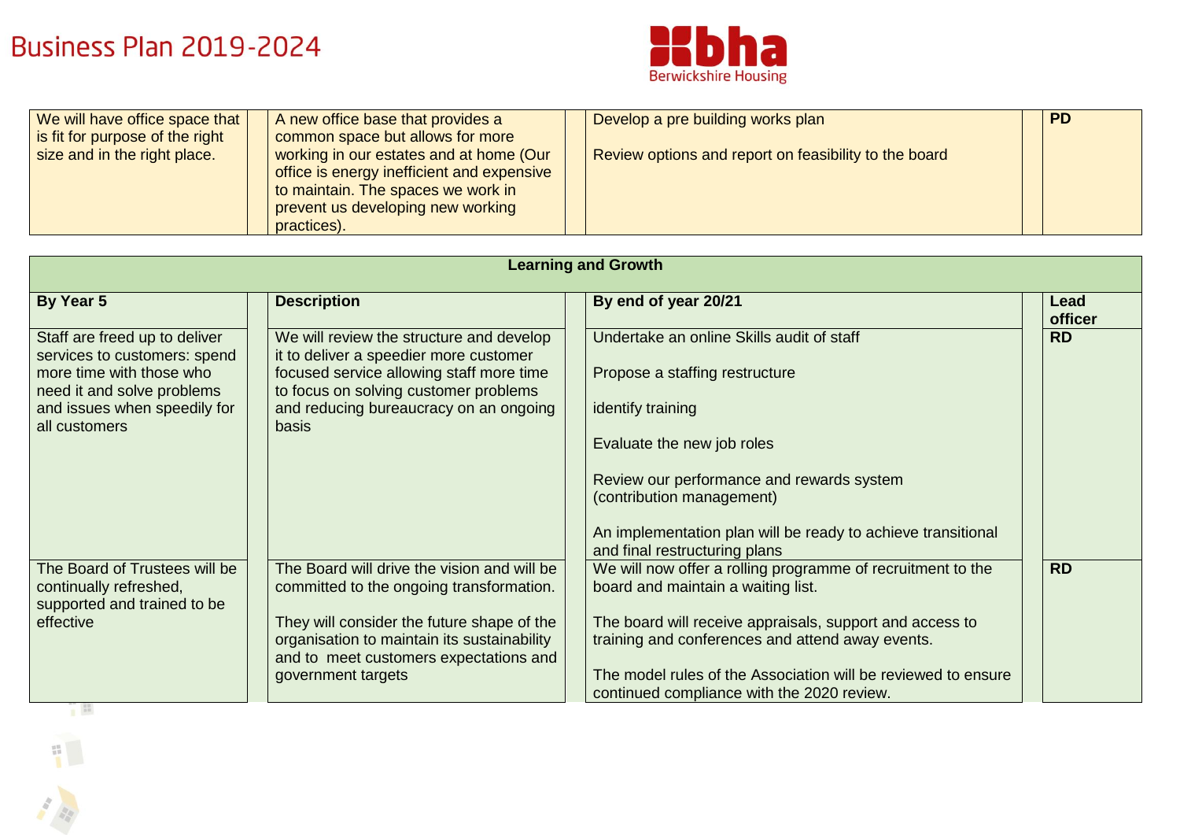| | | | | | |
|---|---|---|---|---|---|
| We will have office space that is fit for purpose of the right size and in the right place. | | A new office base that provides a common space but allows for more working in our estates and at home (Our office is energy inefficient and expensive to maintain. The spaces we work in prevent us developing new working practices). | | Develop a pre building works plan<br><br>Review options and report on feasibility to the board | | **PD** |

| **Learning and Growth** | | | | | | |
|---|---|---|---|---|---|---|
| **By Year 5** | | **Description** | | **By end of year 20/21** | | **Lead officer** |
| Staff are freed up to deliver services to customers: spend more time with those who need it and solve problems and issues when speedily for all customers | | We will review the structure and develop it to deliver a speedier more customer focused service allowing staff more time to focus on solving customer problems and reducing bureaucracy on an ongoing basis | | Undertake an online Skills audit of staff<br><br>Propose a staffing restructure<br><br>identify training<br><br>Evaluate the new job roles<br><br>Review our performance and rewards system (contribution management)<br><br>An implementation plan will be ready to achieve transitional and final restructuring plans | | **RD** |
| The Board of Trustees will be continually refreshed, supported and trained to be effective | | The Board will drive the vision and will be committed to the ongoing transformation.<br><br>They will consider the future shape of the organisation to maintain its sustainability and to meet customers expectations and government targets | | We will now offer a rolling programme of recruitment to the board and maintain a waiting list.<br><br>The board will receive appraisals, support and access to training and conferences and attend away events.<br><br>The model rules of the Association will be reviewed to ensure continued compliance with the 2020 review. | | **RD** |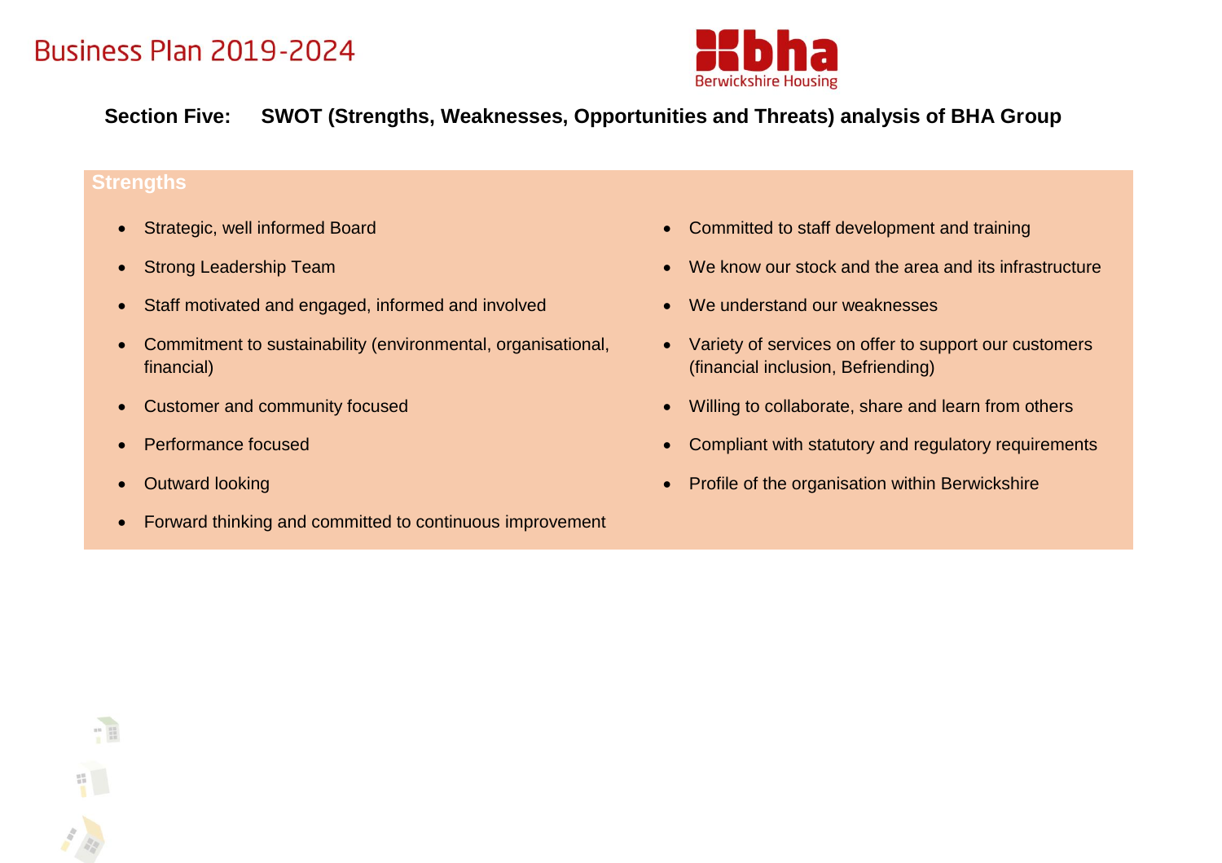## Section Five: SWOT (Strengths, Weaknesses, Opportunities and Threats) analysis of BHA Group

### Strengths

- Strategic, well informed Board
- Strong Leadership Team
- Staff motivated and engaged, informed and involved
- Commitment to sustainability (environmental, organisational, financial)
- Customer and community focused
- Performance focused
- Outward looking
- Forward thinking and committed to continuous improvement
- Committed to staff development and training
- We know our stock and the area and its infrastructure
- We understand our weaknesses
- Variety of services on offer to support our customers (financial inclusion, Befriending)
- Willing to collaborate, share and learn from others
- Compliant with statutory and regulatory requirements
- Profile of the organisation within Berwickshire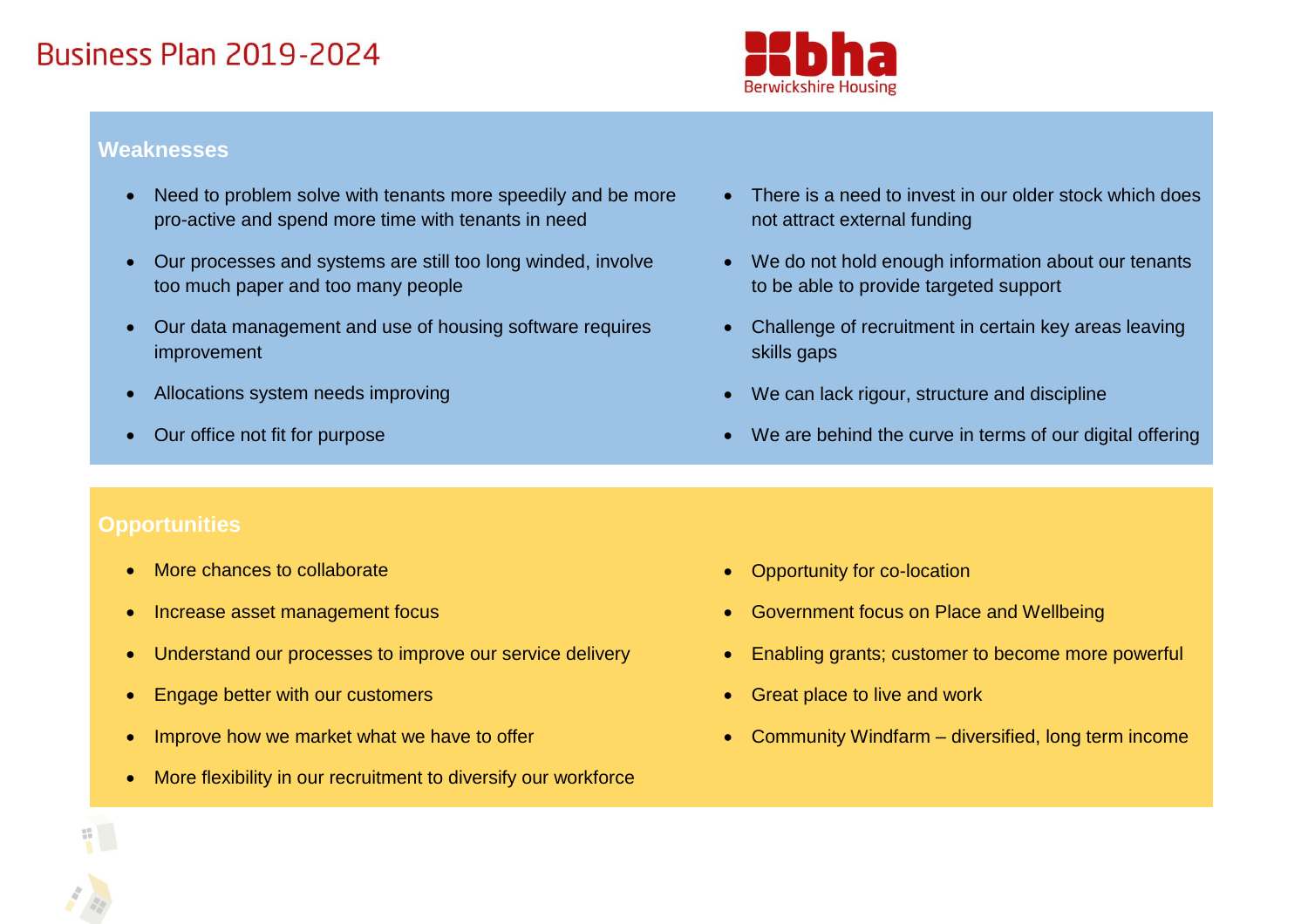## Weaknesses

- Need to problem solve with tenants more speedily and be more pro-active and spend more time with tenants in need
- Our processes and systems are still too long winded, involve too much paper and too many people
- Our data management and use of housing software requires improvement
- Allocations system needs improving
- Our office not fit for purpose
- There is a need to invest in our older stock which does not attract external funding
- We do not hold enough information about our tenants to be able to provide targeted support
- Challenge of recruitment in certain key areas leaving skills gaps
- We can lack rigour, structure and discipline
- We are behind the curve in terms of our digital offering

## Opportunities

- More chances to collaborate
- Increase asset management focus
- Understand our processes to improve our service delivery
- Engage better with our customers
- Improve how we market what we have to offer
- More flexibility in our recruitment to diversify our workforce
- Opportunity for co-location
- Government focus on Place and Wellbeing
- Enabling grants; customer to become more powerful
- Great place to live and work
- Community Windfarm – diversified, long term income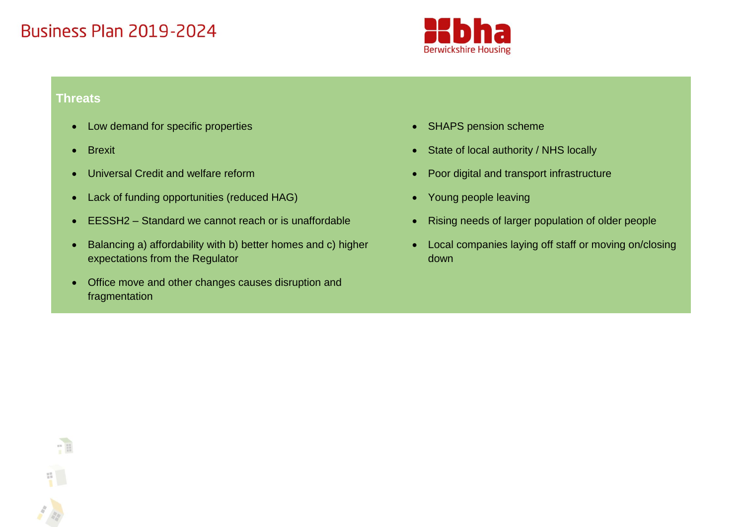### Threats

- Low demand for specific properties
- Brexit
- Universal Credit and welfare reform
- Lack of funding opportunities (reduced HAG)
- EESSH2 – Standard we cannot reach or is unaffordable
- Balancing a) affordability with b) better homes and c) higher expectations from the Regulator
- Office move and other changes causes disruption and fragmentation
- SHAPS pension scheme
- State of local authority / NHS locally
- Poor digital and transport infrastructure
- Young people leaving
- Rising needs of larger population of older people
- Local companies laying off staff or moving on/closing down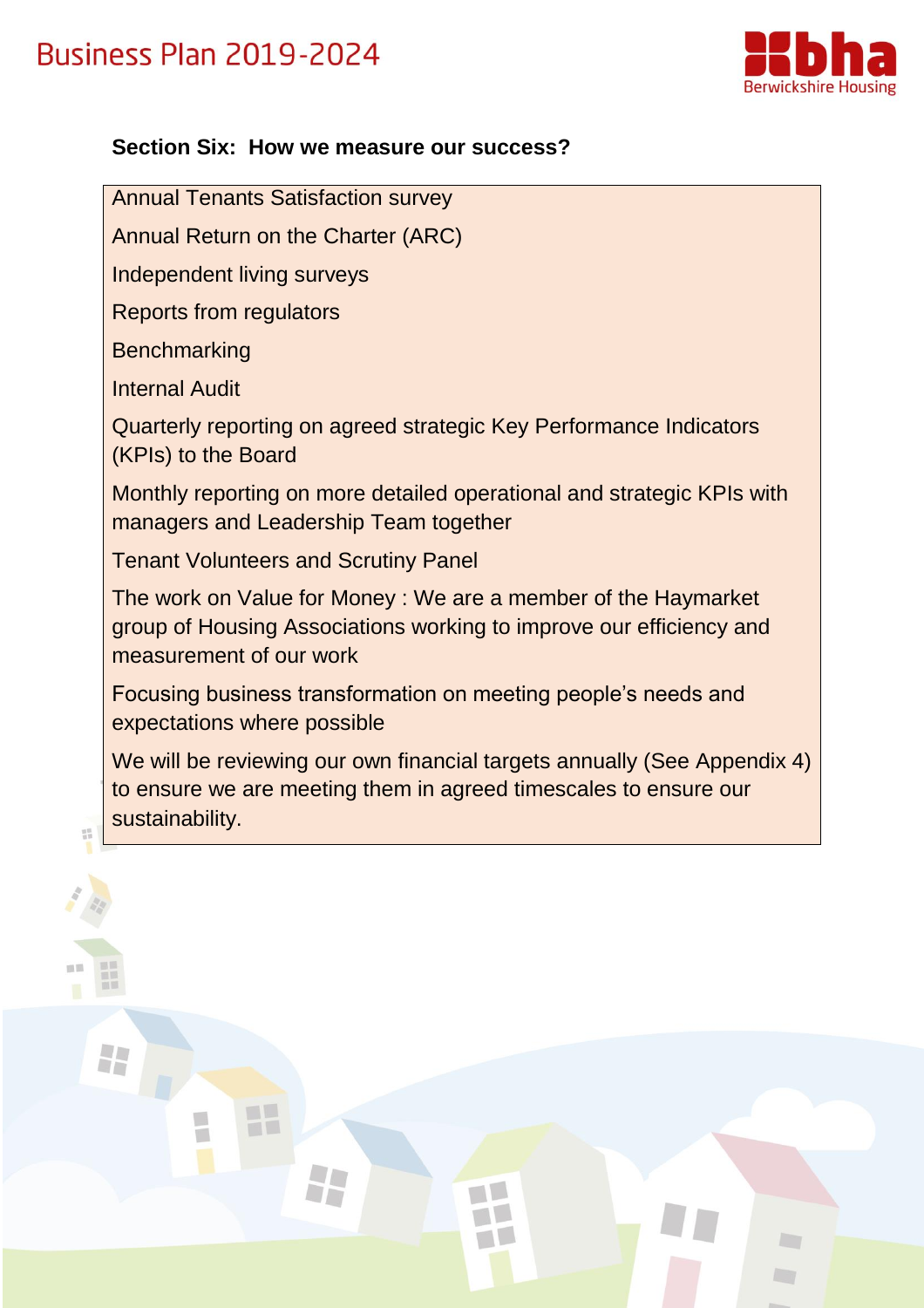### Section Six: How we measure our success?

Annual Tenants Satisfaction survey

Annual Return on the Charter (ARC)

Independent living surveys

Reports from regulators

Benchmarking

Internal Audit

Quarterly reporting on agreed strategic Key Performance Indicators (KPIs) to the Board

Monthly reporting on more detailed operational and strategic KPIs with managers and Leadership Team together

Tenant Volunteers and Scrutiny Panel

The work on Value for Money : We are a member of the Haymarket group of Housing Associations working to improve our efficiency and measurement of our work

Focusing business transformation on meeting people's needs and expectations where possible

We will be reviewing our own financial targets annually (See Appendix 4) to ensure we are meeting them in agreed timescales to ensure our sustainability.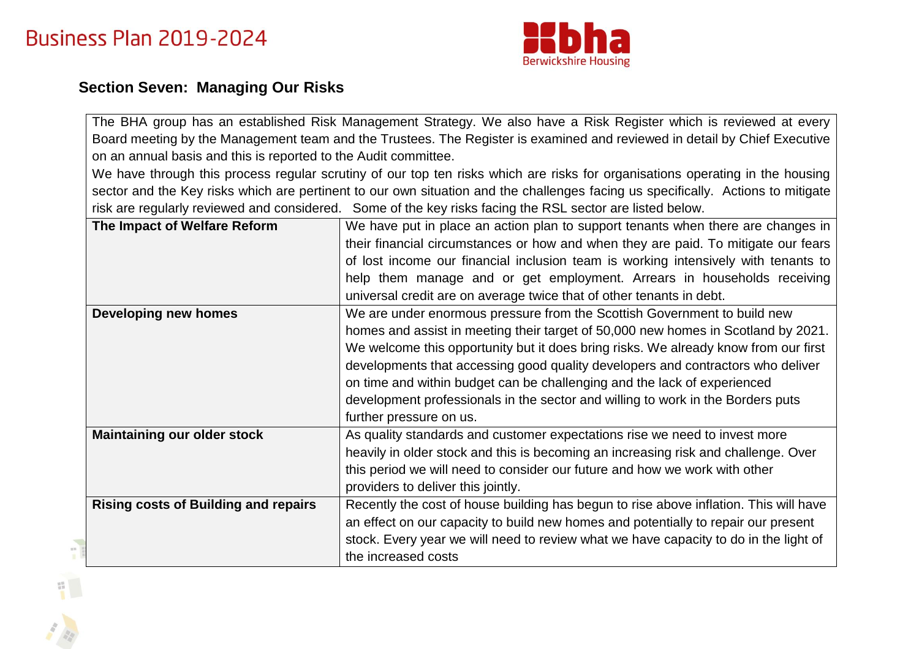## Section Seven: Managing Our Risks

| The BHA group has an established Risk Management Strategy. We also have a Risk Register which is reviewed at every Board meeting by the Management team and the Trustees. The Register is examined and reviewed in detail by Chief Executive on an annual basis and this is reported to the Audit committee.<br>We have through this process regular scrutiny of our top ten risks which are risks for organisations operating in the housing sector and the Key risks which are pertinent to our own situation and the challenges facing us specifically. Actions to mitigate risk are regularly reviewed and considered. Some of the key risks facing the RSL sector are listed below. | |
|---|---|
| **The Impact of Welfare Reform** | We have put in place an action plan to support tenants when there are changes in their financial circumstances or how and when they are paid. To mitigate our fears of lost income our financial inclusion team is working intensively with tenants to help them manage and or get employment. Arrears in households receiving universal credit are on average twice that of other tenants in debt. |
| **Developing new homes** | We are under enormous pressure from the Scottish Government to build new homes and assist in meeting their target of 50,000 new homes in Scotland by 2021. We welcome this opportunity but it does bring risks. We already know from our first developments that accessing good quality developers and contractors who deliver on time and within budget can be challenging and the lack of experienced development professionals in the sector and willing to work in the Borders puts further pressure on us. |
| **Maintaining our older stock** | As quality standards and customer expectations rise we need to invest more heavily in older stock and this is becoming an increasing risk and challenge. Over this period we will need to consider our future and how we work with other providers to deliver this jointly. |
| **Rising costs of Building and repairs** | Recently the cost of house building has begun to rise above inflation. This will have an effect on our capacity to build new homes and potentially to repair our present stock. Every year we will need to review what we have capacity to do in the light of the increased costs |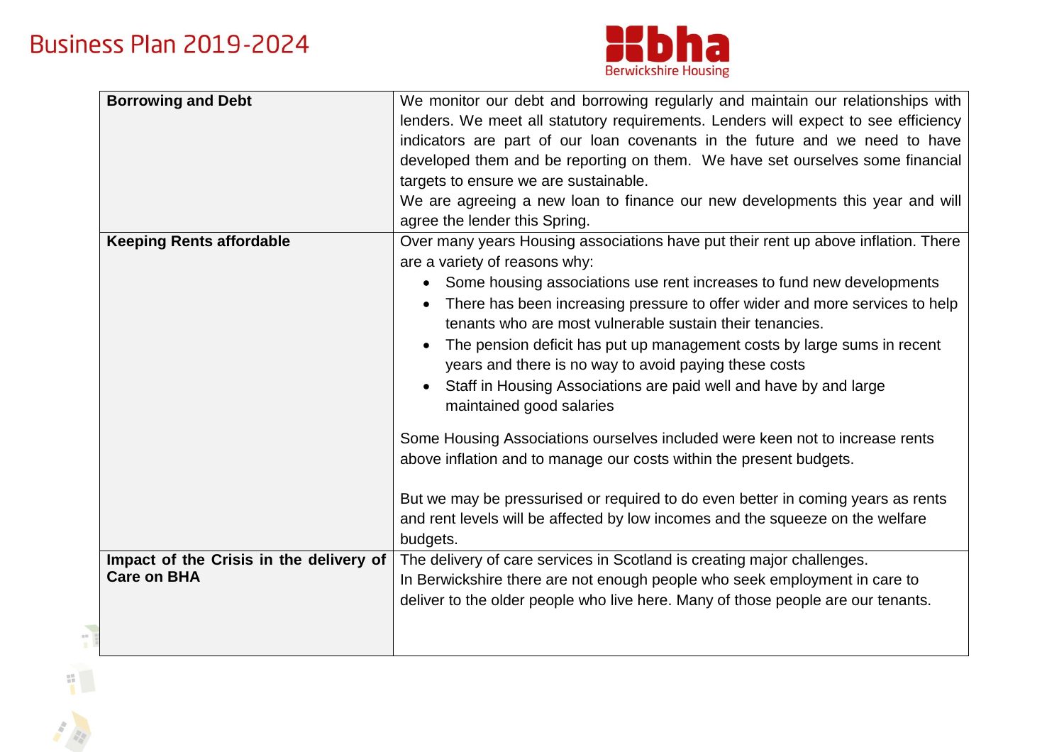| Borrowing and Debt | We monitor our debt and borrowing regularly and maintain our relationships with lenders. We meet all statutory requirements. Lenders will expect to see efficiency indicators are part of our loan covenants in the future and we need to have developed them and be reporting on them. We have set ourselves some financial targets to ensure we are sustainable.<br>We are agreeing a new loan to finance our new developments this year and will agree the lender this Spring. |
|---|---|
| **Keeping Rents affordable** | Over many years Housing associations have put their rent up above inflation. There are a variety of reasons why:<br>• Some housing associations use rent increases to fund new developments<br>• There has been increasing pressure to offer wider and more services to help tenants who are most vulnerable sustain their tenancies.<br>• The pension deficit has put up management costs by large sums in recent years and there is no way to avoid paying these costs<br>• Staff in Housing Associations are paid well and have by and large maintained good salaries<br><br>Some Housing Associations ourselves included were keen not to increase rents above inflation and to manage our costs within the present budgets.<br><br>But we may be pressurised or required to do even better in coming years as rents and rent levels will be affected by low incomes and the squeeze on the welfare budgets. |
| **Impact of the Crisis in the delivery of Care on BHA** | The delivery of care services in Scotland is creating major challenges.<br>In Berwickshire there are not enough people who seek employment in care to deliver to the older people who live here. Many of those people are our tenants. |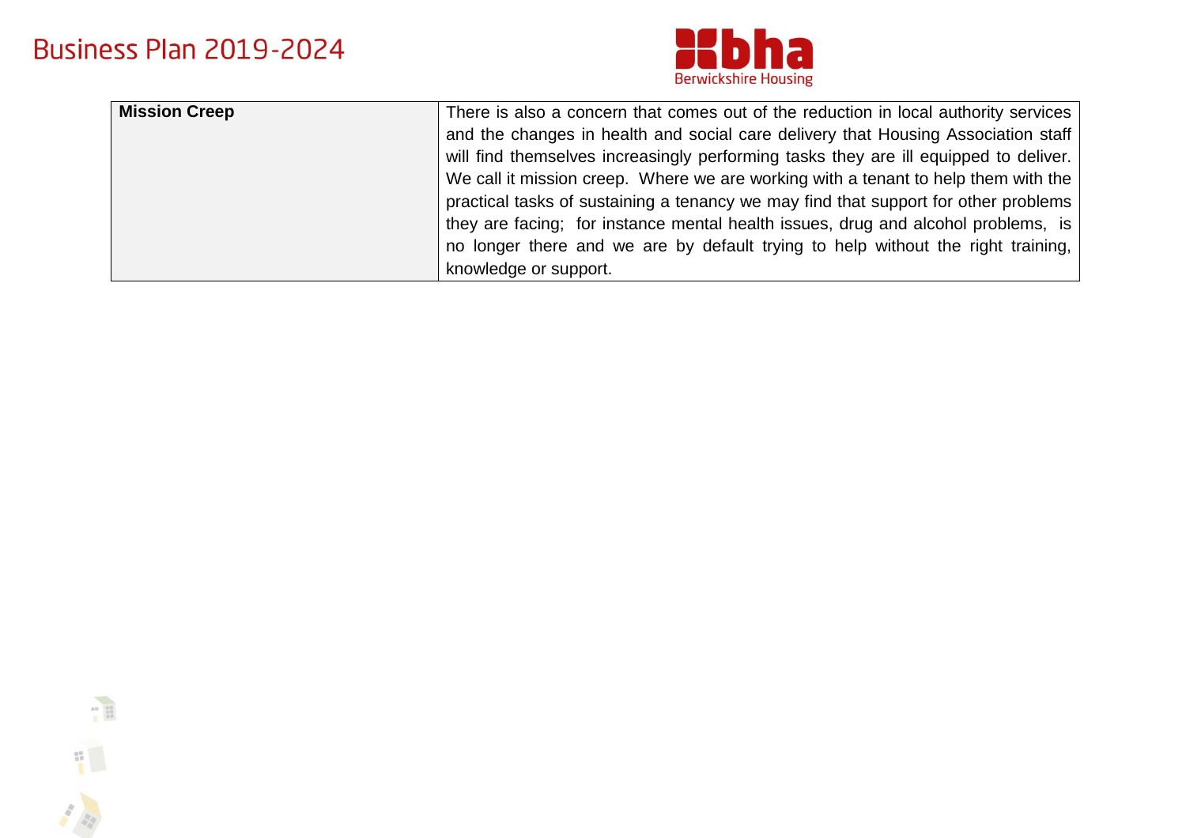| | |
|---|---|
| **Mission Creep** | There is also a concern that comes out of the reduction in local authority services and the changes in health and social care delivery that Housing Association staff will find themselves increasingly performing tasks they are ill equipped to deliver. We call it mission creep. Where we are working with a tenant to help them with the practical tasks of sustaining a tenancy we may find that support for other problems they are facing; for instance mental health issues, drug and alcohol problems, is no longer there and we are by default trying to help without the right training, knowledge or support. |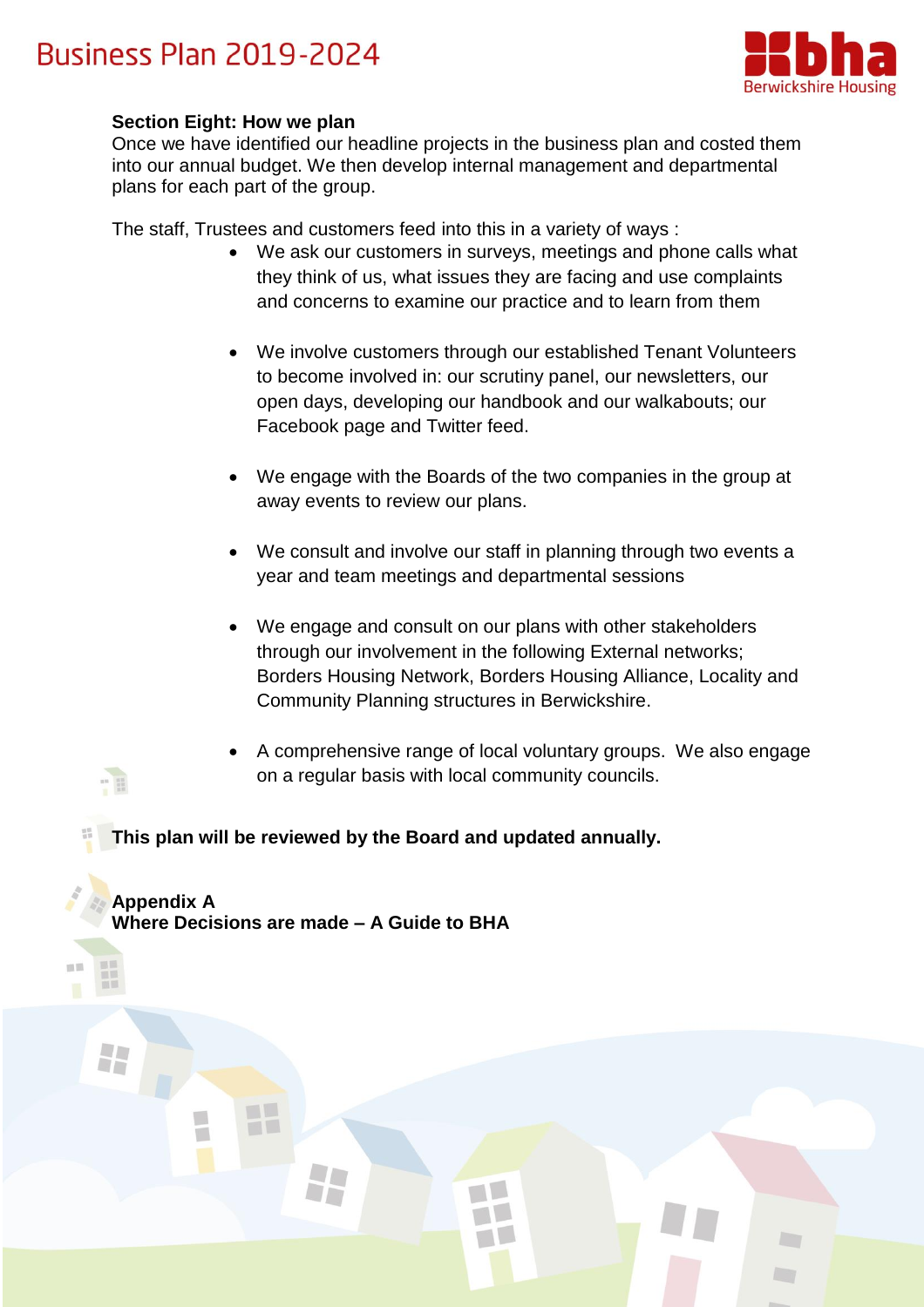**Section Eight: How we plan**

Once we have identified our headline projects in the business plan and costed them into our annual budget. We then develop internal management and departmental plans for each part of the group.

The staff, Trustees and customers feed into this in a variety of ways :

- We ask our customers in surveys, meetings and phone calls what they think of us, what issues they are facing and use complaints and concerns to examine our practice and to learn from them

- We involve customers through our established Tenant Volunteers to become involved in: our scrutiny panel, our newsletters, our open days, developing our handbook and our walkabouts; our Facebook page and Twitter feed.

- We engage with the Boards of the two companies in the group at away events to review our plans.

- We consult and involve our staff in planning through two events a year and team meetings and departmental sessions

- We engage and consult on our plans with other stakeholders through our involvement in the following External networks; Borders Housing Network, Borders Housing Alliance, Locality and Community Planning structures in Berwickshire.

- A comprehensive range of local voluntary groups. We also engage on a regular basis with local community councils.

**This plan will be reviewed by the Board and updated annually.**

**Appendix A**
**Where Decisions are made – A Guide to BHA**